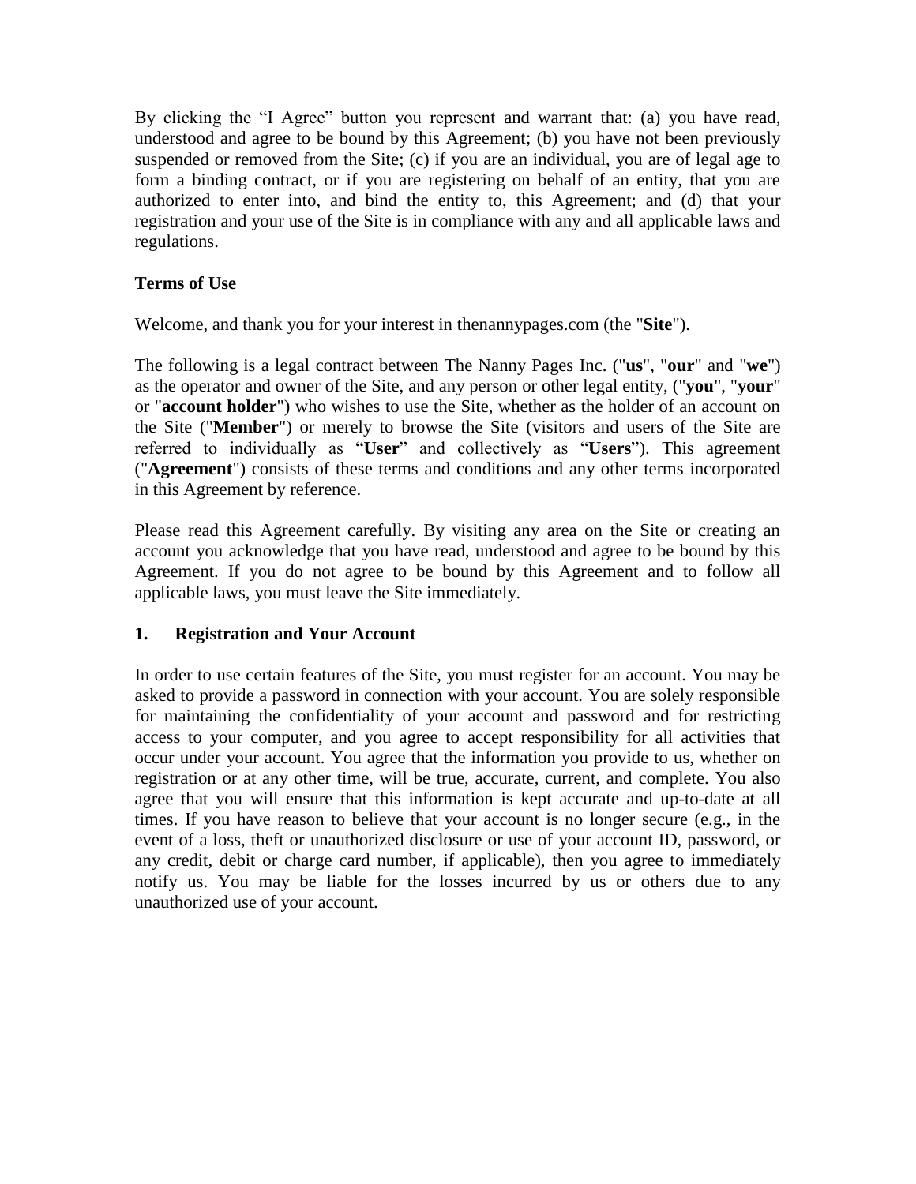By clicking the “I Agree” button you represent and warrant that: (a) you have read, understood and agree to be bound by this Agreement; (b) you have not been previously suspended or removed from the Site; (c) if you are an individual, you are of legal age to form a binding contract, or if you are registering on behalf of an entity, that you are authorized to enter into, and bind the entity to, this Agreement; and (d) that your registration and your use of the Site is in compliance with any and all applicable laws and regulations.

**Terms of Use**

Welcome, and thank you for your interest in thenannypages.com (the "**Site**").

The following is a legal contract between The Nanny Pages Inc. ("**us**", "**our**" and "**we**") as the operator and owner of the Site, and any person or other legal entity, ("**you**", "**your**" or "**account holder**") who wishes to use the Site, whether as the holder of an account on the Site ("**Member**") or merely to browse the Site (visitors and users of the Site are referred to individually as “**User**” and collectively as “**Users**”). This agreement ("**Agreement**") consists of these terms and conditions and any other terms incorporated in this Agreement by reference.

Please read this Agreement carefully. By visiting any area on the Site or creating an account you acknowledge that you have read, understood and agree to be bound by this Agreement. If you do not agree to be bound by this Agreement and to follow all applicable laws, you must leave the Site immediately.

## 1. Registration and Your Account

In order to use certain features of the Site, you must register for an account. You may be asked to provide a password in connection with your account. You are solely responsible for maintaining the confidentiality of your account and password and for restricting access to your computer, and you agree to accept responsibility for all activities that occur under your account. You agree that the information you provide to us, whether on registration or at any other time, will be true, accurate, current, and complete. You also agree that you will ensure that this information is kept accurate and up-to-date at all times. If you have reason to believe that your account is no longer secure (e.g., in the event of a loss, theft or unauthorized disclosure or use of your account ID, password, or any credit, debit or charge card number, if applicable), then you agree to immediately notify us. You may be liable for the losses incurred by us or others due to any unauthorized use of your account.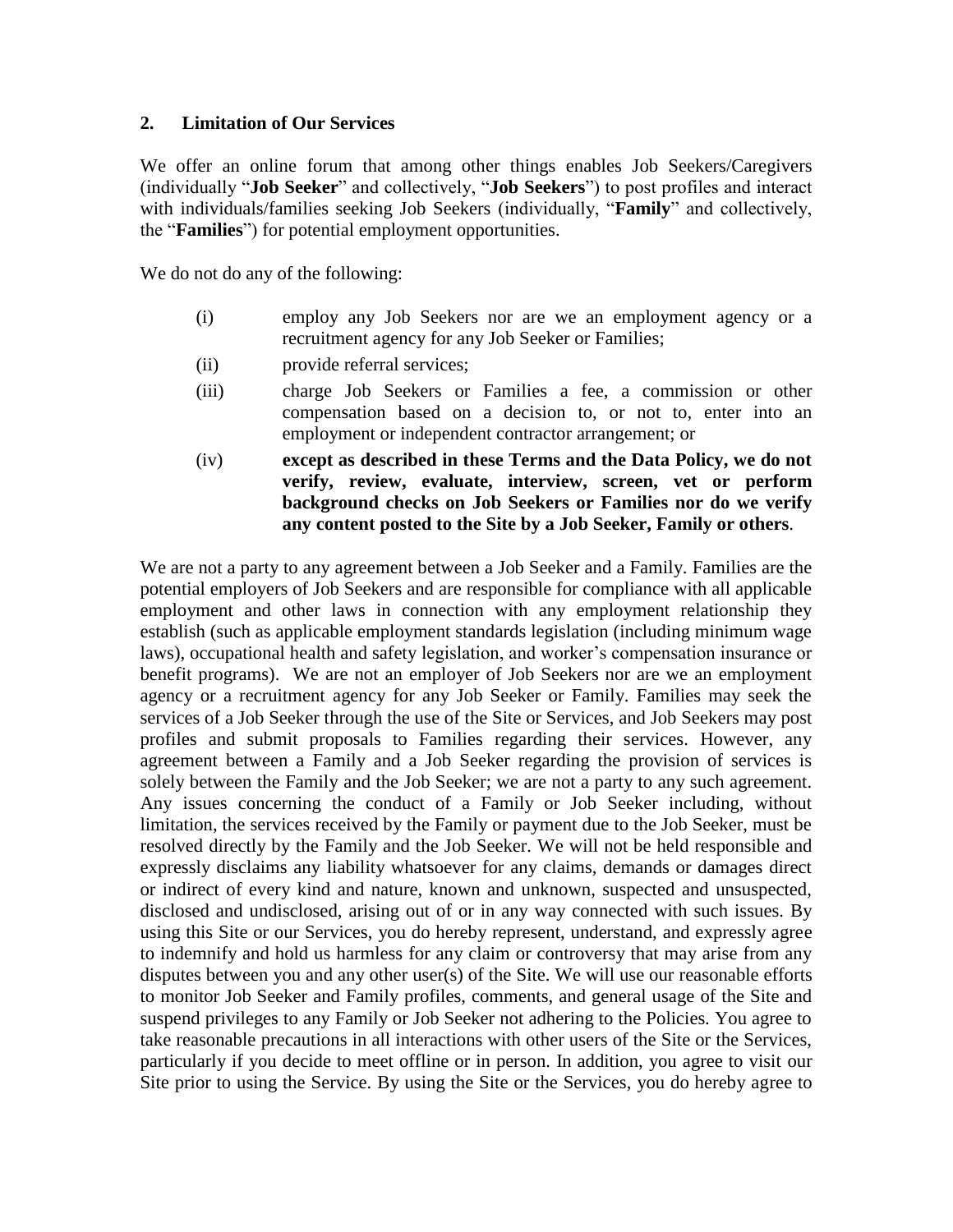## 2. Limitation of Our Services

We offer an online forum that among other things enables Job Seekers/Caregivers (individually "**Job Seeker**" and collectively, "**Job Seekers**") to post profiles and interact with individuals/families seeking Job Seekers (individually, "**Family**" and collectively, the "**Families**") for potential employment opportunities.

We do not do any of the following:

(i) employ any Job Seekers nor are we an employment agency or a recruitment agency for any Job Seeker or Families;

(ii) provide referral services;

(iii) charge Job Seekers or Families a fee, a commission or other compensation based on a decision to, or not to, enter into an employment or independent contractor arrangement; or

(iv) **except as described in these Terms and the Data Policy, we do not verify, review, evaluate, interview, screen, vet or perform background checks on Job Seekers or Families nor do we verify any content posted to the Site by a Job Seeker, Family or others**.

We are not a party to any agreement between a Job Seeker and a Family. Families are the potential employers of Job Seekers and are responsible for compliance with all applicable employment and other laws in connection with any employment relationship they establish (such as applicable employment standards legislation (including minimum wage laws), occupational health and safety legislation, and worker's compensation insurance or benefit programs). We are not an employer of Job Seekers nor are we an employment agency or a recruitment agency for any Job Seeker or Family. Families may seek the services of a Job Seeker through the use of the Site or Services, and Job Seekers may post profiles and submit proposals to Families regarding their services. However, any agreement between a Family and a Job Seeker regarding the provision of services is solely between the Family and the Job Seeker; we are not a party to any such agreement. Any issues concerning the conduct of a Family or Job Seeker including, without limitation, the services received by the Family or payment due to the Job Seeker, must be resolved directly by the Family and the Job Seeker. We will not be held responsible and expressly disclaims any liability whatsoever for any claims, demands or damages direct or indirect of every kind and nature, known and unknown, suspected and unsuspected, disclosed and undisclosed, arising out of or in any way connected with such issues. By using this Site or our Services, you do hereby represent, understand, and expressly agree to indemnify and hold us harmless for any claim or controversy that may arise from any disputes between you and any other user(s) of the Site. We will use our reasonable efforts to monitor Job Seeker and Family profiles, comments, and general usage of the Site and suspend privileges to any Family or Job Seeker not adhering to the Policies. You agree to take reasonable precautions in all interactions with other users of the Site or the Services, particularly if you decide to meet offline or in person. In addition, you agree to visit our Site prior to using the Service. By using the Site or the Services, you do hereby agree to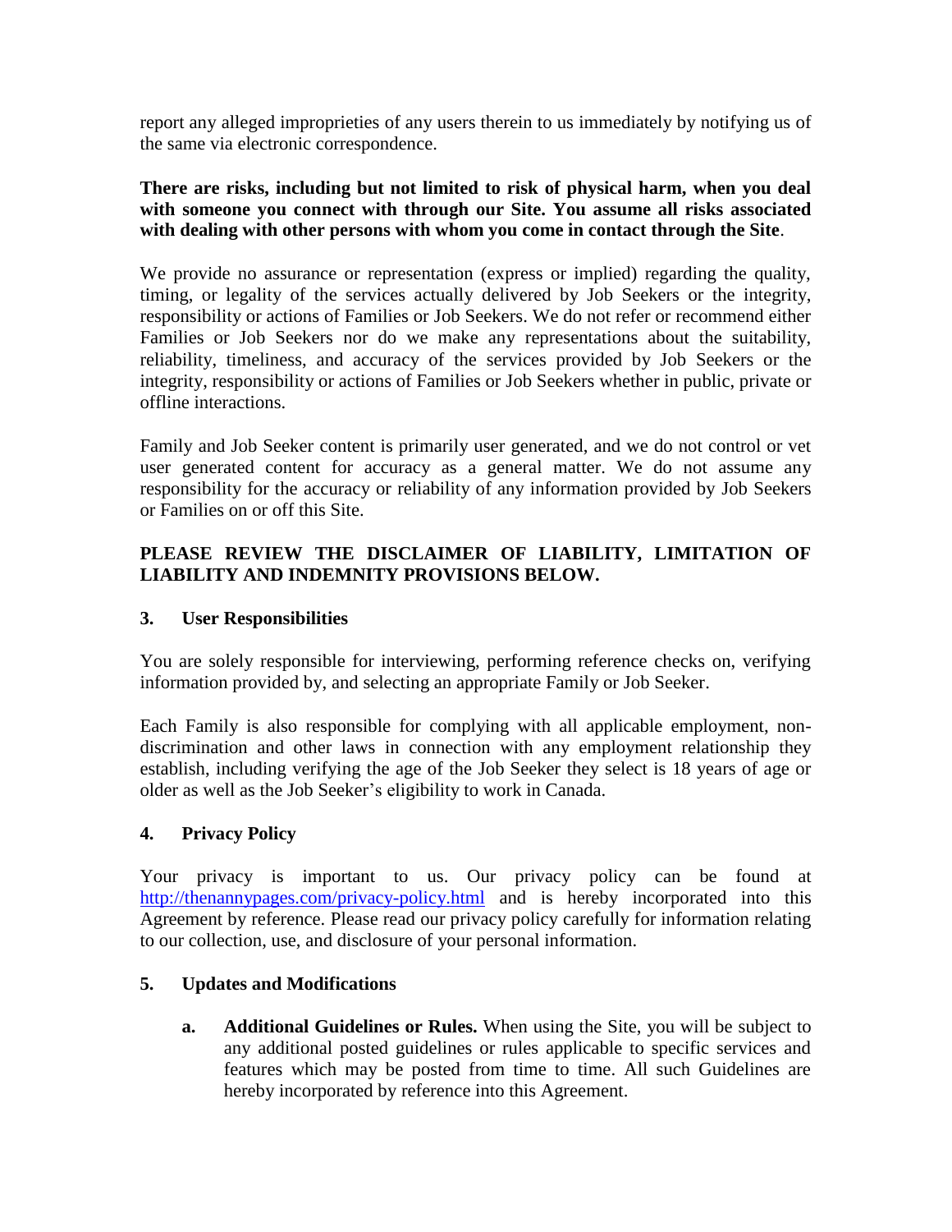report any alleged improprieties of any users therein to us immediately by notifying us of the same via electronic correspondence.

**There are risks, including but not limited to risk of physical harm, when you deal with someone you connect with through our Site. You assume all risks associated with dealing with other persons with whom you come in contact through the Site**.

We provide no assurance or representation (express or implied) regarding the quality, timing, or legality of the services actually delivered by Job Seekers or the integrity, responsibility or actions of Families or Job Seekers. We do not refer or recommend either Families or Job Seekers nor do we make any representations about the suitability, reliability, timeliness, and accuracy of the services provided by Job Seekers or the integrity, responsibility or actions of Families or Job Seekers whether in public, private or offline interactions.

Family and Job Seeker content is primarily user generated, and we do not control or vet user generated content for accuracy as a general matter. We do not assume any responsibility for the accuracy or reliability of any information provided by Job Seekers or Families on or off this Site.

**PLEASE REVIEW THE DISCLAIMER OF LIABILITY, LIMITATION OF LIABILITY AND INDEMNITY PROVISIONS BELOW.**

## 3. User Responsibilities

You are solely responsible for interviewing, performing reference checks on, verifying information provided by, and selecting an appropriate Family or Job Seeker.

Each Family is also responsible for complying with all applicable employment, non-discrimination and other laws in connection with any employment relationship they establish, including verifying the age of the Job Seeker they select is 18 years of age or older as well as the Job Seeker's eligibility to work in Canada.

## 4. Privacy Policy

Your privacy is important to us. Our privacy policy can be found at [http://thenannypages.com/privacy-policy.html](http://thenannypages.com/privacy-policy.html) and is hereby incorporated into this Agreement by reference. Please read our privacy policy carefully for information relating to our collection, use, and disclosure of your personal information.

## 5. Updates and Modifications

a. **Additional Guidelines or Rules.** When using the Site, you will be subject to any additional posted guidelines or rules applicable to specific services and features which may be posted from time to time. All such Guidelines are hereby incorporated by reference into this Agreement.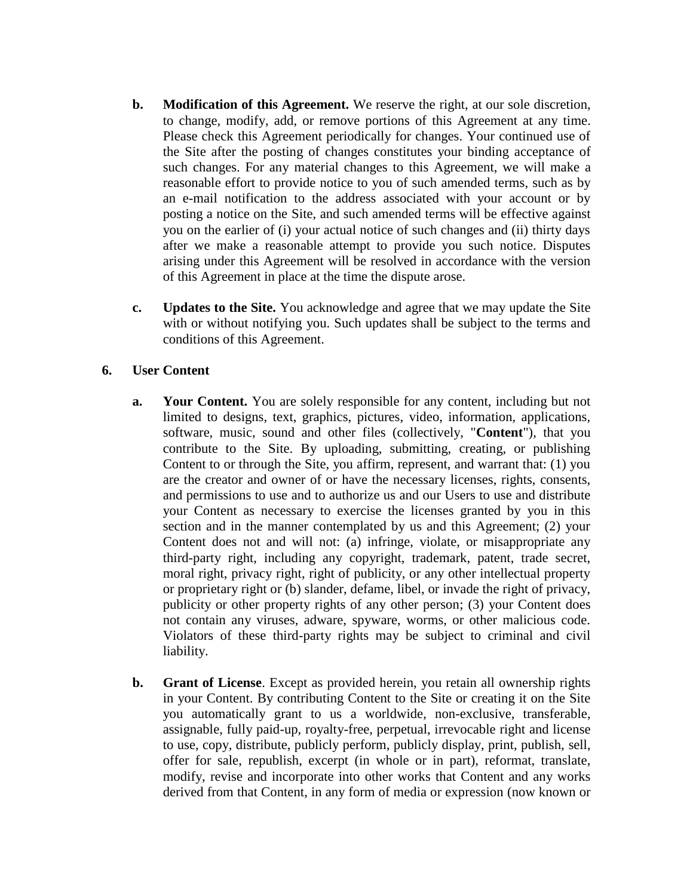**b.** **Modification of this Agreement.** We reserve the right, at our sole discretion, to change, modify, add, or remove portions of this Agreement at any time. Please check this Agreement periodically for changes. Your continued use of the Site after the posting of changes constitutes your binding acceptance of such changes. For any material changes to this Agreement, we will make a reasonable effort to provide notice to you of such amended terms, such as by an e-mail notification to the address associated with your account or by posting a notice on the Site, and such amended terms will be effective against you on the earlier of (i) your actual notice of such changes and (ii) thirty days after we make a reasonable attempt to provide you such notice. Disputes arising under this Agreement will be resolved in accordance with the version of this Agreement in place at the time the dispute arose.

**c.** **Updates to the Site.** You acknowledge and agree that we may update the Site with or without notifying you. Such updates shall be subject to the terms and conditions of this Agreement.

## 6. User Content

**a.** **Your Content.** You are solely responsible for any content, including but not limited to designs, text, graphics, pictures, video, information, applications, software, music, sound and other files (collectively, "**Content**"), that you contribute to the Site. By uploading, submitting, creating, or publishing Content to or through the Site, you affirm, represent, and warrant that: (1) you are the creator and owner of or have the necessary licenses, rights, consents, and permissions to use and to authorize us and our Users to use and distribute your Content as necessary to exercise the licenses granted by you in this section and in the manner contemplated by us and this Agreement; (2) your Content does not and will not: (a) infringe, violate, or misappropriate any third-party right, including any copyright, trademark, patent, trade secret, moral right, privacy right, right of publicity, or any other intellectual property or proprietary right or (b) slander, defame, libel, or invade the right of privacy, publicity or other property rights of any other person; (3) your Content does not contain any viruses, adware, spyware, worms, or other malicious code. Violators of these third-party rights may be subject to criminal and civil liability.

**b.** **Grant of License**. Except as provided herein, you retain all ownership rights in your Content. By contributing Content to the Site or creating it on the Site you automatically grant to us a worldwide, non-exclusive, transferable, assignable, fully paid-up, royalty-free, perpetual, irrevocable right and license to use, copy, distribute, publicly perform, publicly display, print, publish, sell, offer for sale, republish, excerpt (in whole or in part), reformat, translate, modify, revise and incorporate into other works that Content and any works derived from that Content, in any form of media or expression (now known or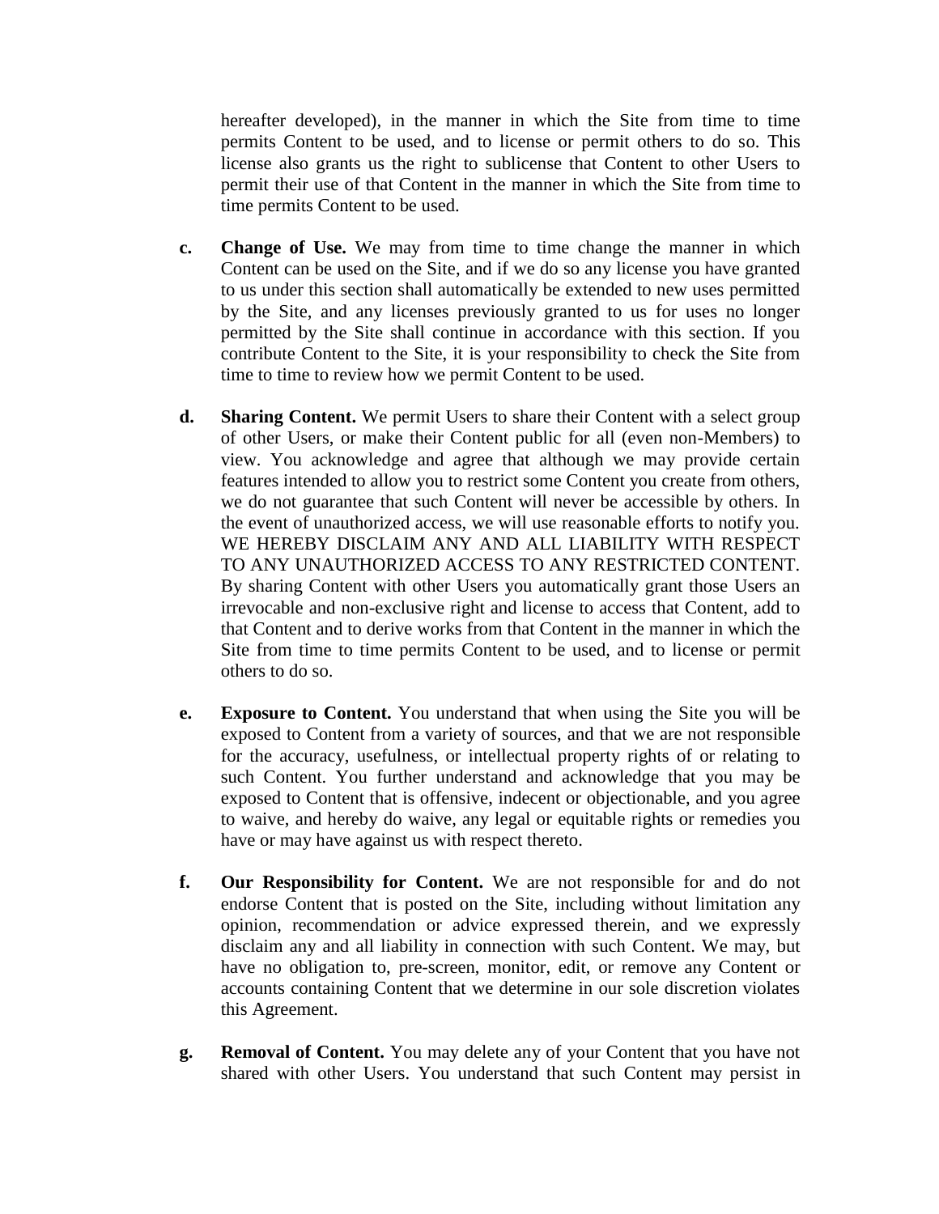hereafter developed), in the manner in which the Site from time to time permits Content to be used, and to license or permit others to do so. This license also grants us the right to sublicense that Content to other Users to permit their use of that Content in the manner in which the Site from time to time permits Content to be used.

**c. Change of Use.** We may from time to time change the manner in which Content can be used on the Site, and if we do so any license you have granted to us under this section shall automatically be extended to new uses permitted by the Site, and any licenses previously granted to us for uses no longer permitted by the Site shall continue in accordance with this section. If you contribute Content to the Site, it is your responsibility to check the Site from time to time to review how we permit Content to be used.

**d. Sharing Content.** We permit Users to share their Content with a select group of other Users, or make their Content public for all (even non-Members) to view. You acknowledge and agree that although we may provide certain features intended to allow you to restrict some Content you create from others, we do not guarantee that such Content will never be accessible by others. In the event of unauthorized access, we will use reasonable efforts to notify you. WE HEREBY DISCLAIM ANY AND ALL LIABILITY WITH RESPECT TO ANY UNAUTHORIZED ACCESS TO ANY RESTRICTED CONTENT. By sharing Content with other Users you automatically grant those Users an irrevocable and non-exclusive right and license to access that Content, add to that Content and to derive works from that Content in the manner in which the Site from time to time permits Content to be used, and to license or permit others to do so.

**e. Exposure to Content.** You understand that when using the Site you will be exposed to Content from a variety of sources, and that we are not responsible for the accuracy, usefulness, or intellectual property rights of or relating to such Content. You further understand and acknowledge that you may be exposed to Content that is offensive, indecent or objectionable, and you agree to waive, and hereby do waive, any legal or equitable rights or remedies you have or may have against us with respect thereto.

**f. Our Responsibility for Content.** We are not responsible for and do not endorse Content that is posted on the Site, including without limitation any opinion, recommendation or advice expressed therein, and we expressly disclaim any and all liability in connection with such Content. We may, but have no obligation to, pre-screen, monitor, edit, or remove any Content or accounts containing Content that we determine in our sole discretion violates this Agreement.

**g. Removal of Content.** You may delete any of your Content that you have not shared with other Users. You understand that such Content may persist in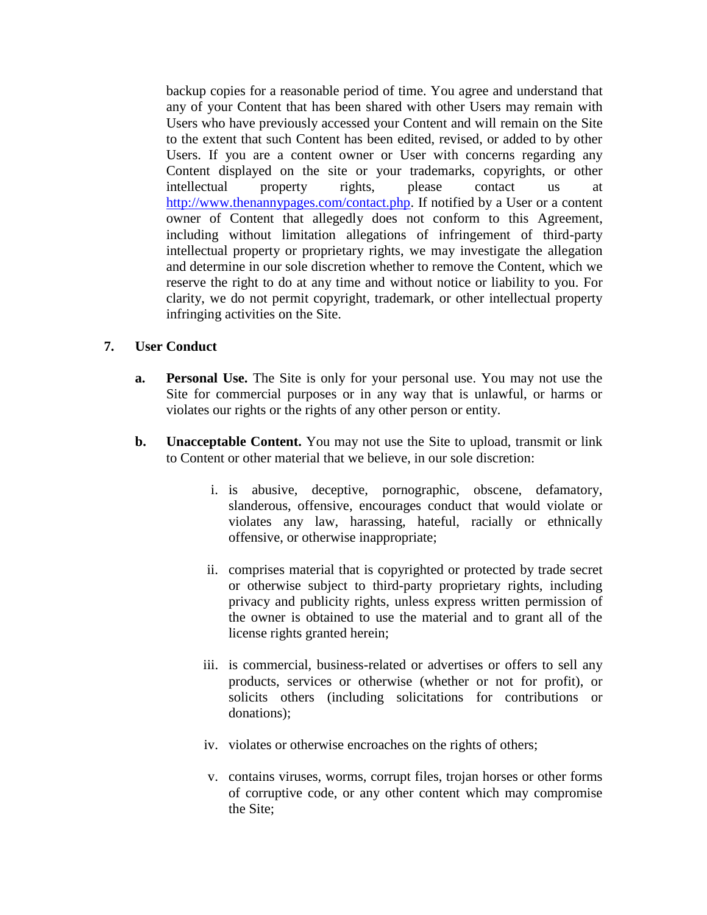backup copies for a reasonable period of time. You agree and understand that any of your Content that has been shared with other Users may remain with Users who have previously accessed your Content and will remain on the Site to the extent that such Content has been edited, revised, or added to by other Users. If you are a content owner or User with concerns regarding any Content displayed on the site or your trademarks, copyrights, or other intellectual property rights, please contact us at [http://www.thenannypages.com/contact.php](http://www.thenannypages.com/contact.php). If notified by a User or a content owner of Content that allegedly does not conform to this Agreement, including without limitation allegations of infringement of third-party intellectual property or proprietary rights, we may investigate the allegation and determine in our sole discretion whether to remove the Content, which we reserve the right to do at any time and without notice or liability to you. For clarity, we do not permit copyright, trademark, or other intellectual property infringing activities on the Site.

## 7. User Conduct

**a. Personal Use.** The Site is only for your personal use. You may not use the Site for commercial purposes or in any way that is unlawful, or harms or violates our rights or the rights of any other person or entity.

**b. Unacceptable Content.** You may not use the Site to upload, transmit or link to Content or other material that we believe, in our sole discretion:

i. is abusive, deceptive, pornographic, obscene, defamatory, slanderous, offensive, encourages conduct that would violate or violates any law, harassing, hateful, racially or ethnically offensive, or otherwise inappropriate;

ii. comprises material that is copyrighted or protected by trade secret or otherwise subject to third-party proprietary rights, including privacy and publicity rights, unless express written permission of the owner is obtained to use the material and to grant all of the license rights granted herein;

iii. is commercial, business-related or advertises or offers to sell any products, services or otherwise (whether or not for profit), or solicits others (including solicitations for contributions or donations);

iv. violates or otherwise encroaches on the rights of others;

v. contains viruses, worms, corrupt files, trojan horses or other forms of corruptive code, or any other content which may compromise the Site;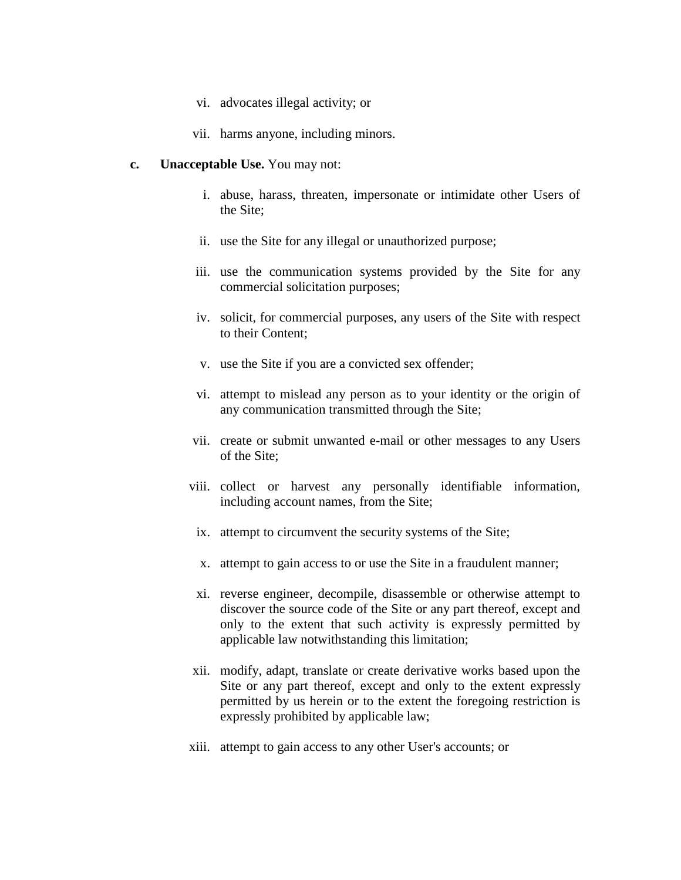vi. advocates illegal activity; or

vii. harms anyone, including minors.

**c. Unacceptable Use.** You may not:

i. abuse, harass, threaten, impersonate or intimidate other Users of the Site;

ii. use the Site for any illegal or unauthorized purpose;

iii. use the communication systems provided by the Site for any commercial solicitation purposes;

iv. solicit, for commercial purposes, any users of the Site with respect to their Content;

v. use the Site if you are a convicted sex offender;

vi. attempt to mislead any person as to your identity or the origin of any communication transmitted through the Site;

vii. create or submit unwanted e-mail or other messages to any Users of the Site;

viii. collect or harvest any personally identifiable information, including account names, from the Site;

ix. attempt to circumvent the security systems of the Site;

x. attempt to gain access to or use the Site in a fraudulent manner;

xi. reverse engineer, decompile, disassemble or otherwise attempt to discover the source code of the Site or any part thereof, except and only to the extent that such activity is expressly permitted by applicable law notwithstanding this limitation;

xii. modify, adapt, translate or create derivative works based upon the Site or any part thereof, except and only to the extent expressly permitted by us herein or to the extent the foregoing restriction is expressly prohibited by applicable law;

xiii. attempt to gain access to any other User's accounts; or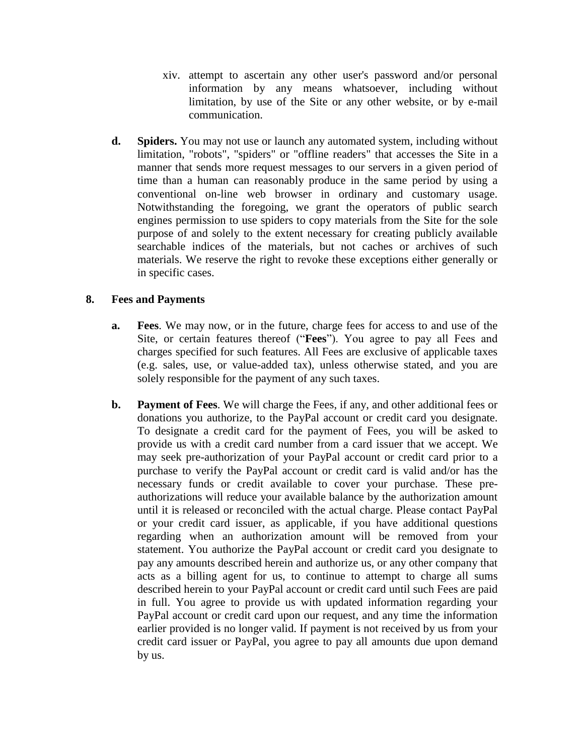xiv. attempt to ascertain any other user's password and/or personal information by any means whatsoever, including without limitation, by use of the Site or any other website, or by e-mail communication.

**d. Spiders.** You may not use or launch any automated system, including without limitation, "robots", "spiders" or "offline readers" that accesses the Site in a manner that sends more request messages to our servers in a given period of time than a human can reasonably produce in the same period by using a conventional on-line web browser in ordinary and customary usage. Notwithstanding the foregoing, we grant the operators of public search engines permission to use spiders to copy materials from the Site for the sole purpose of and solely to the extent necessary for creating publicly available searchable indices of the materials, but not caches or archives of such materials. We reserve the right to revoke these exceptions either generally or in specific cases.

**8. Fees and Payments**

**a. Fees**. We may now, or in the future, charge fees for access to and use of the Site, or certain features thereof ("**Fees**"). You agree to pay all Fees and charges specified for such features. All Fees are exclusive of applicable taxes (e.g. sales, use, or value-added tax), unless otherwise stated, and you are solely responsible for the payment of any such taxes.

**b. Payment of Fees**. We will charge the Fees, if any, and other additional fees or donations you authorize, to the PayPal account or credit card you designate. To designate a credit card for the payment of Fees, you will be asked to provide us with a credit card number from a card issuer that we accept. We may seek pre-authorization of your PayPal account or credit card prior to a purchase to verify the PayPal account or credit card is valid and/or has the necessary funds or credit available to cover your purchase. These pre-authorizations will reduce your available balance by the authorization amount until it is released or reconciled with the actual charge. Please contact PayPal or your credit card issuer, as applicable, if you have additional questions regarding when an authorization amount will be removed from your statement. You authorize the PayPal account or credit card you designate to pay any amounts described herein and authorize us, or any other company that acts as a billing agent for us, to continue to attempt to charge all sums described herein to your PayPal account or credit card until such Fees are paid in full. You agree to provide us with updated information regarding your PayPal account or credit card upon our request, and any time the information earlier provided is no longer valid. If payment is not received by us from your credit card issuer or PayPal, you agree to pay all amounts due upon demand by us.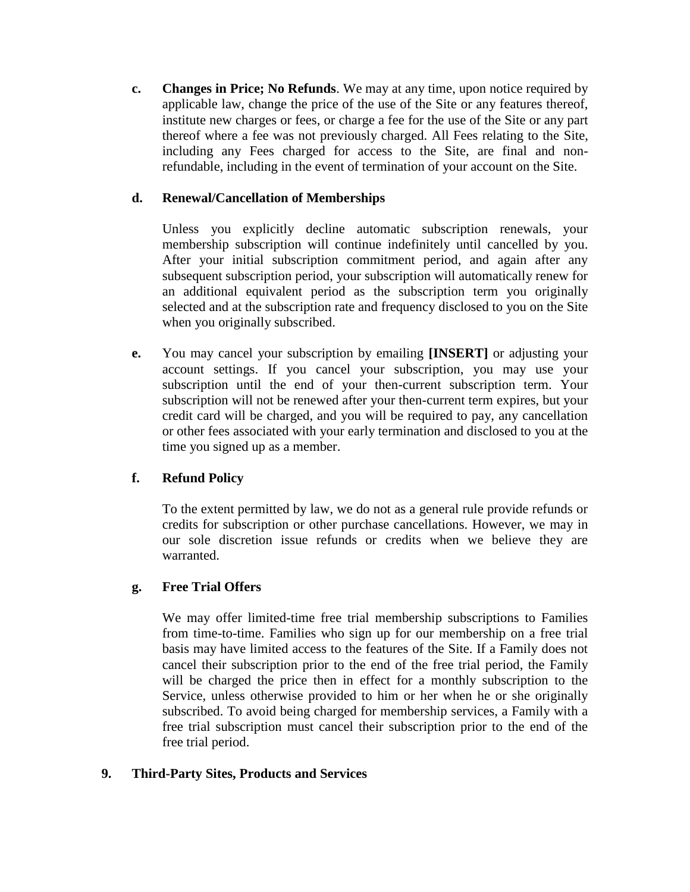**c.** **Changes in Price; No Refunds**. We may at any time, upon notice required by applicable law, change the price of the use of the Site or any features thereof, institute new charges or fees, or charge a fee for the use of the Site or any part thereof where a fee was not previously charged. All Fees relating to the Site, including any Fees charged for access to the Site, are final and non-refundable, including in the event of termination of your account on the Site.

**d.** **Renewal/Cancellation of Memberships**

Unless you explicitly decline automatic subscription renewals, your membership subscription will continue indefinitely until cancelled by you. After your initial subscription commitment period, and again after any subsequent subscription period, your subscription will automatically renew for an additional equivalent period as the subscription term you originally selected and at the subscription rate and frequency disclosed to you on the Site when you originally subscribed.

**e.** You may cancel your subscription by emailing **[INSERT]** or adjusting your account settings. If you cancel your subscription, you may use your subscription until the end of your then-current subscription term. Your subscription will not be renewed after your then-current term expires, but your credit card will be charged, and you will be required to pay, any cancellation or other fees associated with your early termination and disclosed to you at the time you signed up as a member.

**f.** **Refund Policy**

To the extent permitted by law, we do not as a general rule provide refunds or credits for subscription or other purchase cancellations. However, we may in our sole discretion issue refunds or credits when we believe they are warranted.

**g.** **Free Trial Offers**

We may offer limited-time free trial membership subscriptions to Families from time-to-time. Families who sign up for our membership on a free trial basis may have limited access to the features of the Site. If a Family does not cancel their subscription prior to the end of the free trial period, the Family will be charged the price then in effect for a monthly subscription to the Service, unless otherwise provided to him or her when he or she originally subscribed. To avoid being charged for membership services, a Family with a free trial subscription must cancel their subscription prior to the end of the free trial period.

## 9. Third-Party Sites, Products and Services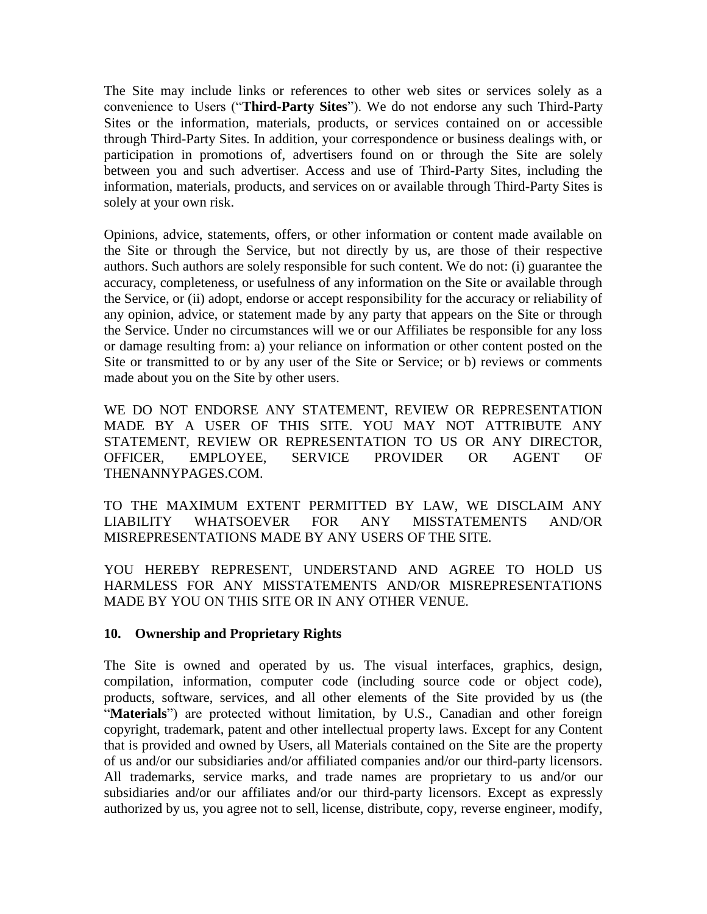The Site may include links or references to other web sites or services solely as a convenience to Users ("**Third-Party Sites**"). We do not endorse any such Third-Party Sites or the information, materials, products, or services contained on or accessible through Third-Party Sites. In addition, your correspondence or business dealings with, or participation in promotions of, advertisers found on or through the Site are solely between you and such advertiser. Access and use of Third-Party Sites, including the information, materials, products, and services on or available through Third-Party Sites is solely at your own risk.

Opinions, advice, statements, offers, or other information or content made available on the Site or through the Service, but not directly by us, are those of their respective authors. Such authors are solely responsible for such content. We do not: (i) guarantee the accuracy, completeness, or usefulness of any information on the Site or available through the Service, or (ii) adopt, endorse or accept responsibility for the accuracy or reliability of any opinion, advice, or statement made by any party that appears on the Site or through the Service. Under no circumstances will we or our Affiliates be responsible for any loss or damage resulting from: a) your reliance on information or other content posted on the Site or transmitted to or by any user of the Site or Service; or b) reviews or comments made about you on the Site by other users.

WE DO NOT ENDORSE ANY STATEMENT, REVIEW OR REPRESENTATION MADE BY A USER OF THIS SITE. YOU MAY NOT ATTRIBUTE ANY STATEMENT, REVIEW OR REPRESENTATION TO US OR ANY DIRECTOR, OFFICER, EMPLOYEE, SERVICE PROVIDER OR AGENT OF THENANNYPAGES.COM.

TO THE MAXIMUM EXTENT PERMITTED BY LAW, WE DISCLAIM ANY LIABILITY WHATSOEVER FOR ANY MISSTATEMENTS AND/OR MISREPRESENTATIONS MADE BY ANY USERS OF THE SITE.

YOU HEREBY REPRESENT, UNDERSTAND AND AGREE TO HOLD US HARMLESS FOR ANY MISSTATEMENTS AND/OR MISREPRESENTATIONS MADE BY YOU ON THIS SITE OR IN ANY OTHER VENUE.

**10. Ownership and Proprietary Rights**

The Site is owned and operated by us. The visual interfaces, graphics, design, compilation, information, computer code (including source code or object code), products, software, services, and all other elements of the Site provided by us (the "**Materials**") are protected without limitation, by U.S., Canadian and other foreign copyright, trademark, patent and other intellectual property laws. Except for any Content that is provided and owned by Users, all Materials contained on the Site are the property of us and/or our subsidiaries and/or affiliated companies and/or our third-party licensors. All trademarks, service marks, and trade names are proprietary to us and/or our subsidiaries and/or our affiliates and/or our third-party licensors. Except as expressly authorized by us, you agree not to sell, license, distribute, copy, reverse engineer, modify,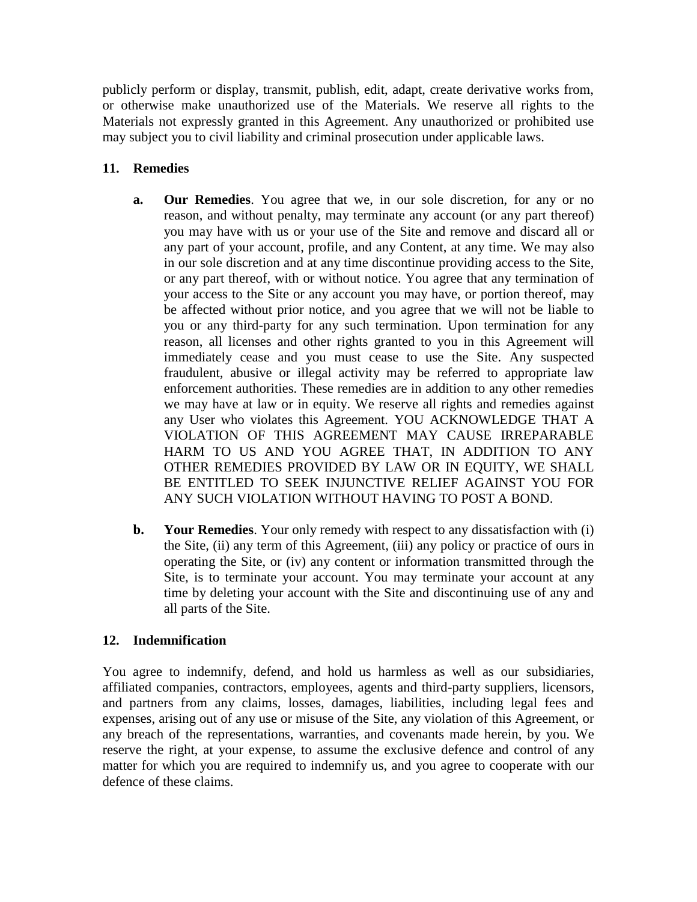publicly perform or display, transmit, publish, edit, adapt, create derivative works from, or otherwise make unauthorized use of the Materials. We reserve all rights to the Materials not expressly granted in this Agreement. Any unauthorized or prohibited use may subject you to civil liability and criminal prosecution under applicable laws.

## 11. Remedies

**a. Our Remedies**. You agree that we, in our sole discretion, for any or no reason, and without penalty, may terminate any account (or any part thereof) you may have with us or your use of the Site and remove and discard all or any part of your account, profile, and any Content, at any time. We may also in our sole discretion and at any time discontinue providing access to the Site, or any part thereof, with or without notice. You agree that any termination of your access to the Site or any account you may have, or portion thereof, may be affected without prior notice, and you agree that we will not be liable to you or any third-party for any such termination. Upon termination for any reason, all licenses and other rights granted to you in this Agreement will immediately cease and you must cease to use the Site. Any suspected fraudulent, abusive or illegal activity may be referred to appropriate law enforcement authorities. These remedies are in addition to any other remedies we may have at law or in equity. We reserve all rights and remedies against any User who violates this Agreement. YOU ACKNOWLEDGE THAT A VIOLATION OF THIS AGREEMENT MAY CAUSE IRREPARABLE HARM TO US AND YOU AGREE THAT, IN ADDITION TO ANY OTHER REMEDIES PROVIDED BY LAW OR IN EQUITY, WE SHALL BE ENTITLED TO SEEK INJUNCTIVE RELIEF AGAINST YOU FOR ANY SUCH VIOLATION WITHOUT HAVING TO POST A BOND.

**b. Your Remedies**. Your only remedy with respect to any dissatisfaction with (i) the Site, (ii) any term of this Agreement, (iii) any policy or practice of ours in operating the Site, or (iv) any content or information transmitted through the Site, is to terminate your account. You may terminate your account at any time by deleting your account with the Site and discontinuing use of any and all parts of the Site.

## 12. Indemnification

You agree to indemnify, defend, and hold us harmless as well as our subsidiaries, affiliated companies, contractors, employees, agents and third-party suppliers, licensors, and partners from any claims, losses, damages, liabilities, including legal fees and expenses, arising out of any use or misuse of the Site, any violation of this Agreement, or any breach of the representations, warranties, and covenants made herein, by you. We reserve the right, at your expense, to assume the exclusive defence and control of any matter for which you are required to indemnify us, and you agree to cooperate with our defence of these claims.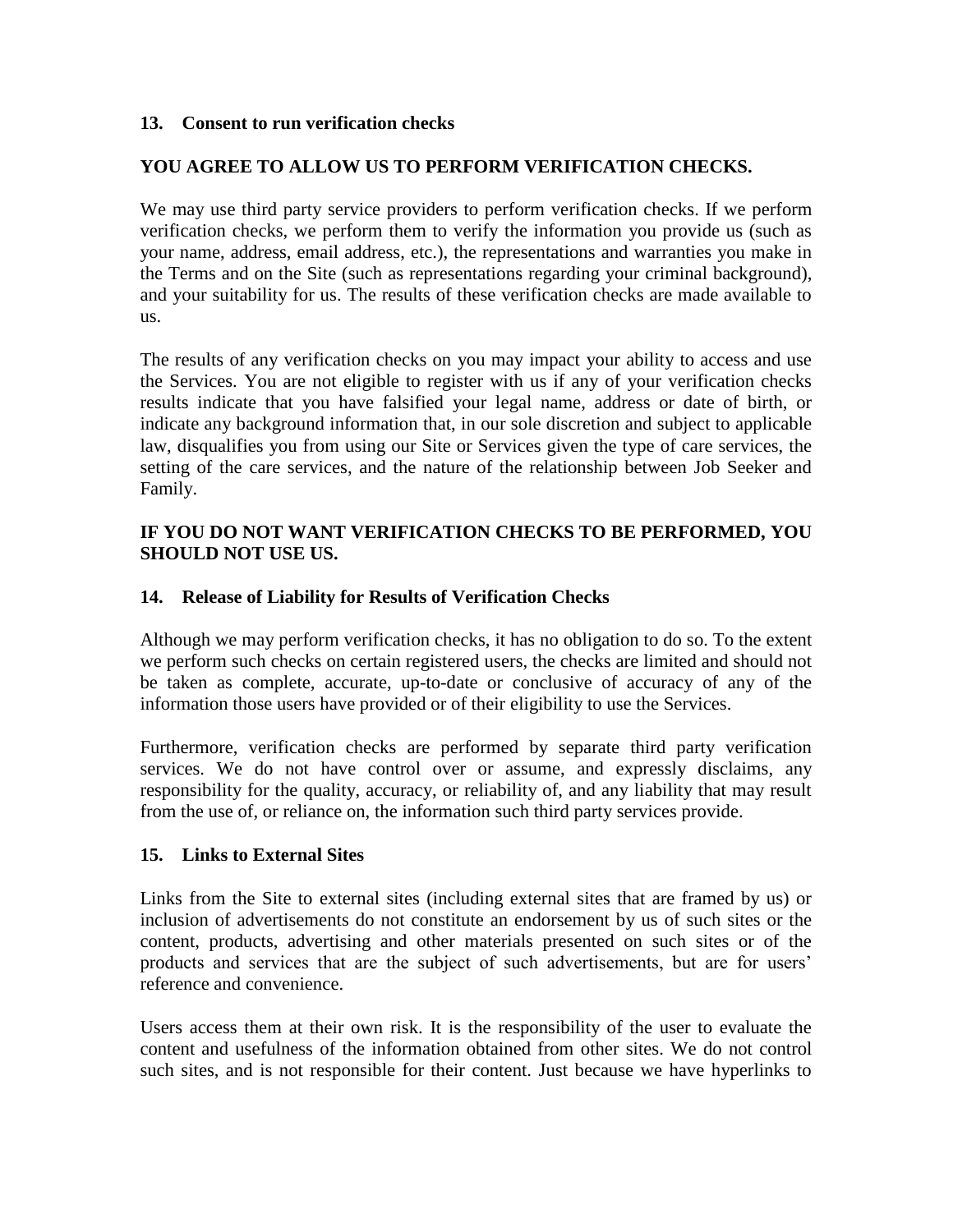## 13. Consent to run verification checks

**YOU AGREE TO ALLOW US TO PERFORM VERIFICATION CHECKS.**

We may use third party service providers to perform verification checks. If we perform verification checks, we perform them to verify the information you provide us (such as your name, address, email address, etc.), the representations and warranties you make in the Terms and on the Site (such as representations regarding your criminal background), and your suitability for us. The results of these verification checks are made available to us.

The results of any verification checks on you may impact your ability to access and use the Services. You are not eligible to register with us if any of your verification checks results indicate that you have falsified your legal name, address or date of birth, or indicate any background information that, in our sole discretion and subject to applicable law, disqualifies you from using our Site or Services given the type of care services, the setting of the care services, and the nature of the relationship between Job Seeker and Family.

**IF YOU DO NOT WANT VERIFICATION CHECKS TO BE PERFORMED, YOU SHOULD NOT USE US.**

## 14. Release of Liability for Results of Verification Checks

Although we may perform verification checks, it has no obligation to do so. To the extent we perform such checks on certain registered users, the checks are limited and should not be taken as complete, accurate, up-to-date or conclusive of accuracy of any of the information those users have provided or of their eligibility to use the Services.

Furthermore, verification checks are performed by separate third party verification services. We do not have control over or assume, and expressly disclaims, any responsibility for the quality, accuracy, or reliability of, and any liability that may result from the use of, or reliance on, the information such third party services provide.

## 15. Links to External Sites

Links from the Site to external sites (including external sites that are framed by us) or inclusion of advertisements do not constitute an endorsement by us of such sites or the content, products, advertising and other materials presented on such sites or of the products and services that are the subject of such advertisements, but are for users' reference and convenience.

Users access them at their own risk. It is the responsibility of the user to evaluate the content and usefulness of the information obtained from other sites. We do not control such sites, and is not responsible for their content. Just because we have hyperlinks to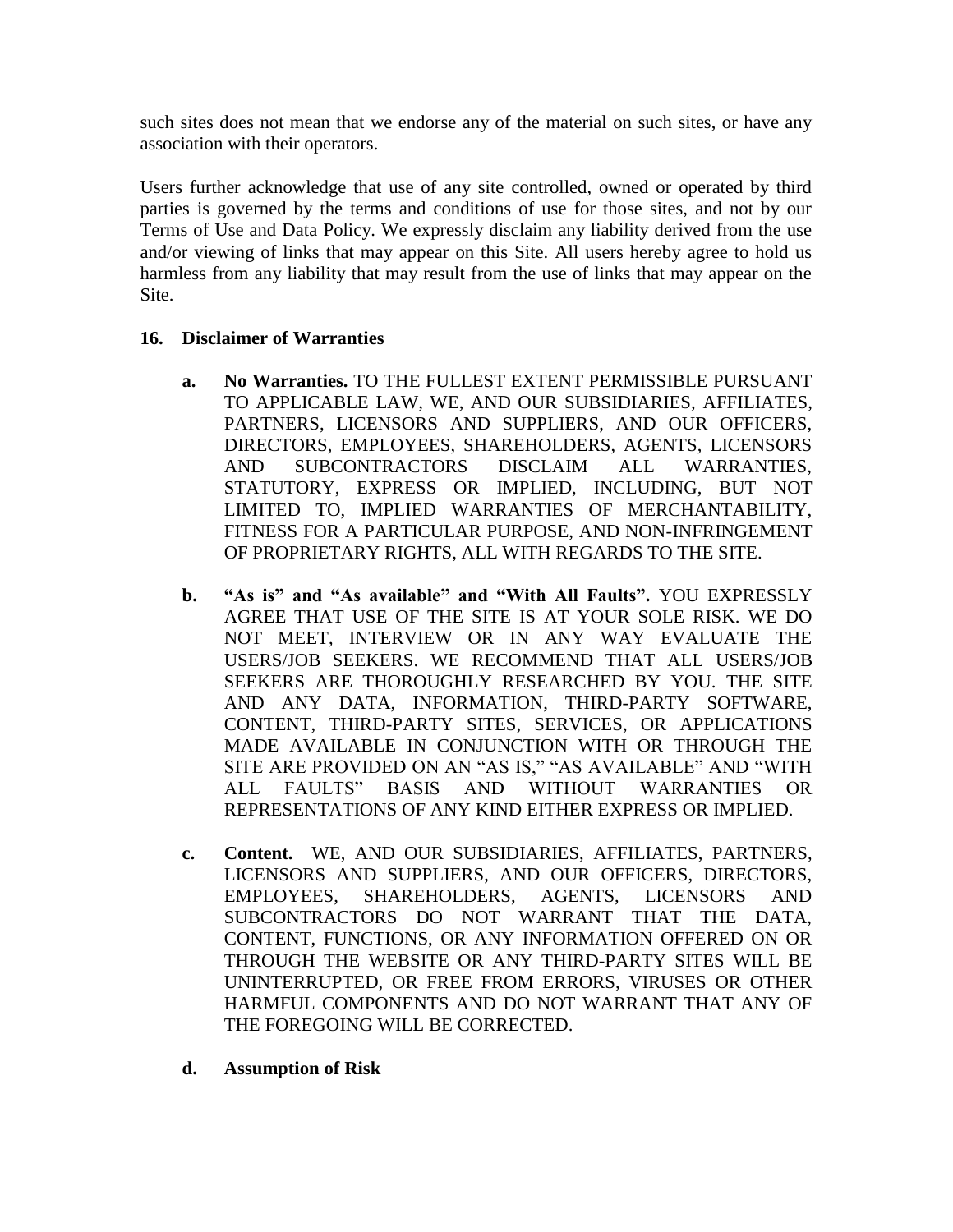such sites does not mean that we endorse any of the material on such sites, or have any association with their operators.

Users further acknowledge that use of any site controlled, owned or operated by third parties is governed by the terms and conditions of use for those sites, and not by our Terms of Use and Data Policy. We expressly disclaim any liability derived from the use and/or viewing of links that may appear on this Site. All users hereby agree to hold us harmless from any liability that may result from the use of links that may appear on the Site.

## 16. Disclaimer of Warranties

**a. No Warranties.** TO THE FULLEST EXTENT PERMISSIBLE PURSUANT TO APPLICABLE LAW, WE, AND OUR SUBSIDIARIES, AFFILIATES, PARTNERS, LICENSORS AND SUPPLIERS, AND OUR OFFICERS, DIRECTORS, EMPLOYEES, SHAREHOLDERS, AGENTS, LICENSORS AND SUBCONTRACTORS DISCLAIM ALL WARRANTIES, STATUTORY, EXPRESS OR IMPLIED, INCLUDING, BUT NOT LIMITED TO, IMPLIED WARRANTIES OF MERCHANTABILITY, FITNESS FOR A PARTICULAR PURPOSE, AND NON-INFRINGEMENT OF PROPRIETARY RIGHTS, ALL WITH REGARDS TO THE SITE.

**b. "As is" and "As available" and "With All Faults".** YOU EXPRESSLY AGREE THAT USE OF THE SITE IS AT YOUR SOLE RISK. WE DO NOT MEET, INTERVIEW OR IN ANY WAY EVALUATE THE USERS/JOB SEEKERS. WE RECOMMEND THAT ALL USERS/JOB SEEKERS ARE THOROUGHLY RESEARCHED BY YOU. THE SITE AND ANY DATA, INFORMATION, THIRD-PARTY SOFTWARE, CONTENT, THIRD-PARTY SITES, SERVICES, OR APPLICATIONS MADE AVAILABLE IN CONJUNCTION WITH OR THROUGH THE SITE ARE PROVIDED ON AN "AS IS," "AS AVAILABLE" AND "WITH ALL FAULTS" BASIS AND WITHOUT WARRANTIES OR REPRESENTATIONS OF ANY KIND EITHER EXPRESS OR IMPLIED.

**c. Content.** WE, AND OUR SUBSIDIARIES, AFFILIATES, PARTNERS, LICENSORS AND SUPPLIERS, AND OUR OFFICERS, DIRECTORS, EMPLOYEES, SHAREHOLDERS, AGENTS, LICENSORS AND SUBCONTRACTORS DO NOT WARRANT THAT THE DATA, CONTENT, FUNCTIONS, OR ANY INFORMATION OFFERED ON OR THROUGH THE WEBSITE OR ANY THIRD-PARTY SITES WILL BE UNINTERRUPTED, OR FREE FROM ERRORS, VIRUSES OR OTHER HARMFUL COMPONENTS AND DO NOT WARRANT THAT ANY OF THE FOREGOING WILL BE CORRECTED.

**d. Assumption of Risk**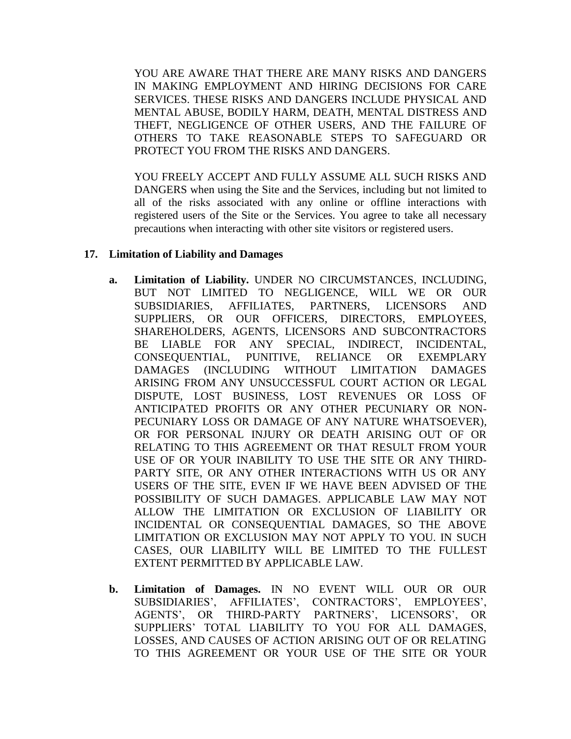YOU ARE AWARE THAT THERE ARE MANY RISKS AND DANGERS IN MAKING EMPLOYMENT AND HIRING DECISIONS FOR CARE SERVICES. THESE RISKS AND DANGERS INCLUDE PHYSICAL AND MENTAL ABUSE, BODILY HARM, DEATH, MENTAL DISTRESS AND THEFT, NEGLIGENCE OF OTHER USERS, AND THE FAILURE OF OTHERS TO TAKE REASONABLE STEPS TO SAFEGUARD OR PROTECT YOU FROM THE RISKS AND DANGERS.

YOU FREELY ACCEPT AND FULLY ASSUME ALL SUCH RISKS AND DANGERS when using the Site and the Services, including but not limited to all of the risks associated with any online or offline interactions with registered users of the Site or the Services. You agree to take all necessary precautions when interacting with other site visitors or registered users.

## 17. Limitation of Liability and Damages

**a. Limitation of Liability.** UNDER NO CIRCUMSTANCES, INCLUDING, BUT NOT LIMITED TO NEGLIGENCE, WILL WE OR OUR SUBSIDIARIES, AFFILIATES, PARTNERS, LICENSORS AND SUPPLIERS, OR OUR OFFICERS, DIRECTORS, EMPLOYEES, SHAREHOLDERS, AGENTS, LICENSORS AND SUBCONTRACTORS BE LIABLE FOR ANY SPECIAL, INDIRECT, INCIDENTAL, CONSEQUENTIAL, PUNITIVE, RELIANCE OR EXEMPLARY DAMAGES (INCLUDING WITHOUT LIMITATION DAMAGES ARISING FROM ANY UNSUCCESSFUL COURT ACTION OR LEGAL DISPUTE, LOST BUSINESS, LOST REVENUES OR LOSS OF ANTICIPATED PROFITS OR ANY OTHER PECUNIARY OR NON-PECUNIARY LOSS OR DAMAGE OF ANY NATURE WHATSOEVER), OR FOR PERSONAL INJURY OR DEATH ARISING OUT OF OR RELATING TO THIS AGREEMENT OR THAT RESULT FROM YOUR USE OF OR YOUR INABILITY TO USE THE SITE OR ANY THIRD-PARTY SITE, OR ANY OTHER INTERACTIONS WITH US OR ANY USERS OF THE SITE, EVEN IF WE HAVE BEEN ADVISED OF THE POSSIBILITY OF SUCH DAMAGES. APPLICABLE LAW MAY NOT ALLOW THE LIMITATION OR EXCLUSION OF LIABILITY OR INCIDENTAL OR CONSEQUENTIAL DAMAGES, SO THE ABOVE LIMITATION OR EXCLUSION MAY NOT APPLY TO YOU. IN SUCH CASES, OUR LIABILITY WILL BE LIMITED TO THE FULLEST EXTENT PERMITTED BY APPLICABLE LAW.

**b. Limitation of Damages.** IN NO EVENT WILL OUR OR OUR SUBSIDIARIES', AFFILIATES', CONTRACTORS', EMPLOYEES', AGENTS', OR THIRD-PARTY PARTNERS', LICENSORS', OR SUPPLIERS' TOTAL LIABILITY TO YOU FOR ALL DAMAGES, LOSSES, AND CAUSES OF ACTION ARISING OUT OF OR RELATING TO THIS AGREEMENT OR YOUR USE OF THE SITE OR YOUR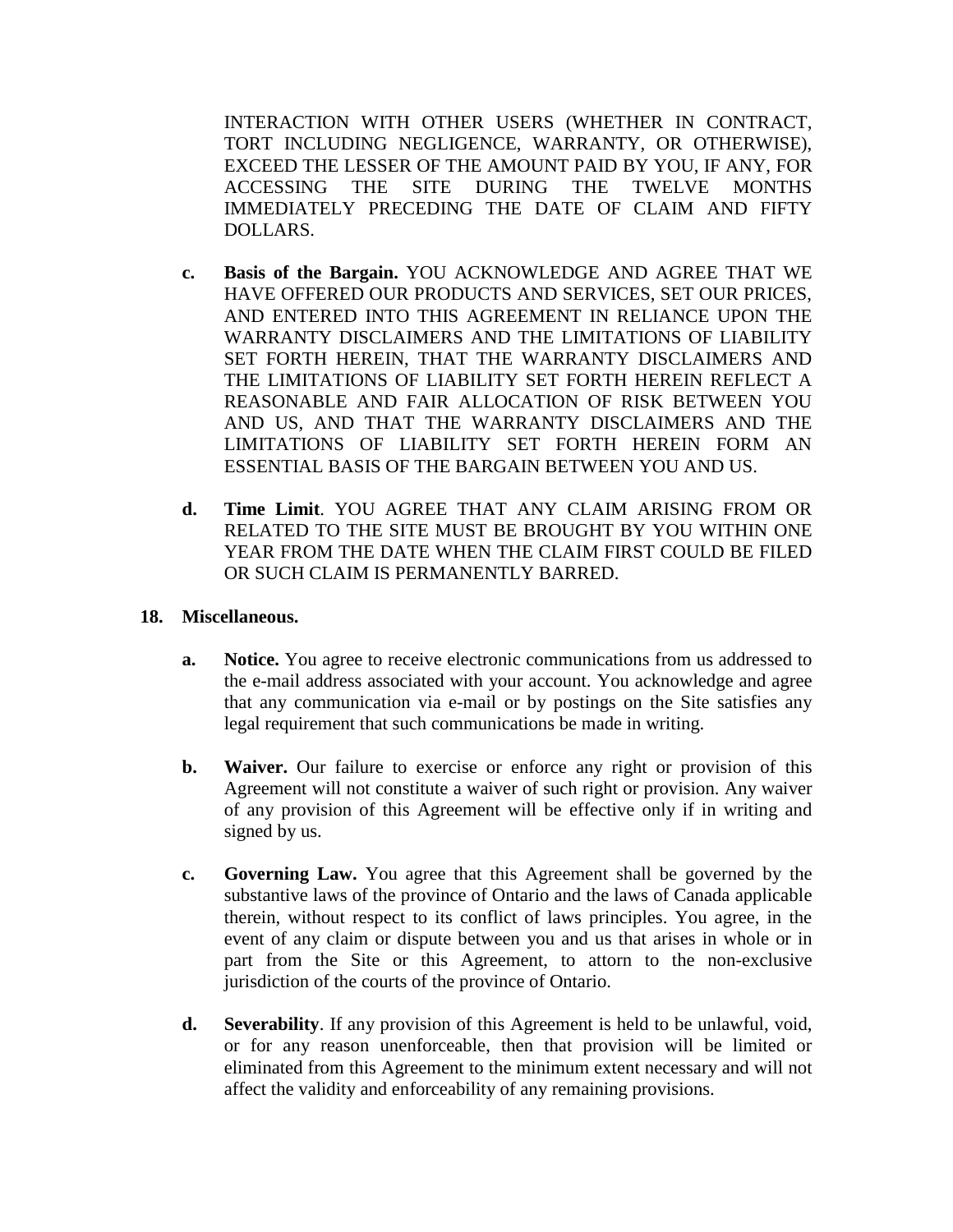INTERACTION WITH OTHER USERS (WHETHER IN CONTRACT, TORT INCLUDING NEGLIGENCE, WARRANTY, OR OTHERWISE), EXCEED THE LESSER OF THE AMOUNT PAID BY YOU, IF ANY, FOR ACCESSING THE SITE DURING THE TWELVE MONTHS IMMEDIATELY PRECEDING THE DATE OF CLAIM AND FIFTY DOLLARS.

c. **Basis of the Bargain.** YOU ACKNOWLEDGE AND AGREE THAT WE HAVE OFFERED OUR PRODUCTS AND SERVICES, SET OUR PRICES, AND ENTERED INTO THIS AGREEMENT IN RELIANCE UPON THE WARRANTY DISCLAIMERS AND THE LIMITATIONS OF LIABILITY SET FORTH HEREIN, THAT THE WARRANTY DISCLAIMERS AND THE LIMITATIONS OF LIABILITY SET FORTH HEREIN REFLECT A REASONABLE AND FAIR ALLOCATION OF RISK BETWEEN YOU AND US, AND THAT THE WARRANTY DISCLAIMERS AND THE LIMITATIONS OF LIABILITY SET FORTH HEREIN FORM AN ESSENTIAL BASIS OF THE BARGAIN BETWEEN YOU AND US.

d. **Time Limit**. YOU AGREE THAT ANY CLAIM ARISING FROM OR RELATED TO THE SITE MUST BE BROUGHT BY YOU WITHIN ONE YEAR FROM THE DATE WHEN THE CLAIM FIRST COULD BE FILED OR SUCH CLAIM IS PERMANENTLY BARRED.

**18. Miscellaneous.**

a. **Notice.** You agree to receive electronic communications from us addressed to the e-mail address associated with your account. You acknowledge and agree that any communication via e-mail or by postings on the Site satisfies any legal requirement that such communications be made in writing.

b. **Waiver.** Our failure to exercise or enforce any right or provision of this Agreement will not constitute a waiver of such right or provision. Any waiver of any provision of this Agreement will be effective only if in writing and signed by us.

c. **Governing Law.** You agree that this Agreement shall be governed by the substantive laws of the province of Ontario and the laws of Canada applicable therein, without respect to its conflict of laws principles. You agree, in the event of any claim or dispute between you and us that arises in whole or in part from the Site or this Agreement, to attorn to the non-exclusive jurisdiction of the courts of the province of Ontario.

d. **Severability**. If any provision of this Agreement is held to be unlawful, void, or for any reason unenforceable, then that provision will be limited or eliminated from this Agreement to the minimum extent necessary and will not affect the validity and enforceability of any remaining provisions.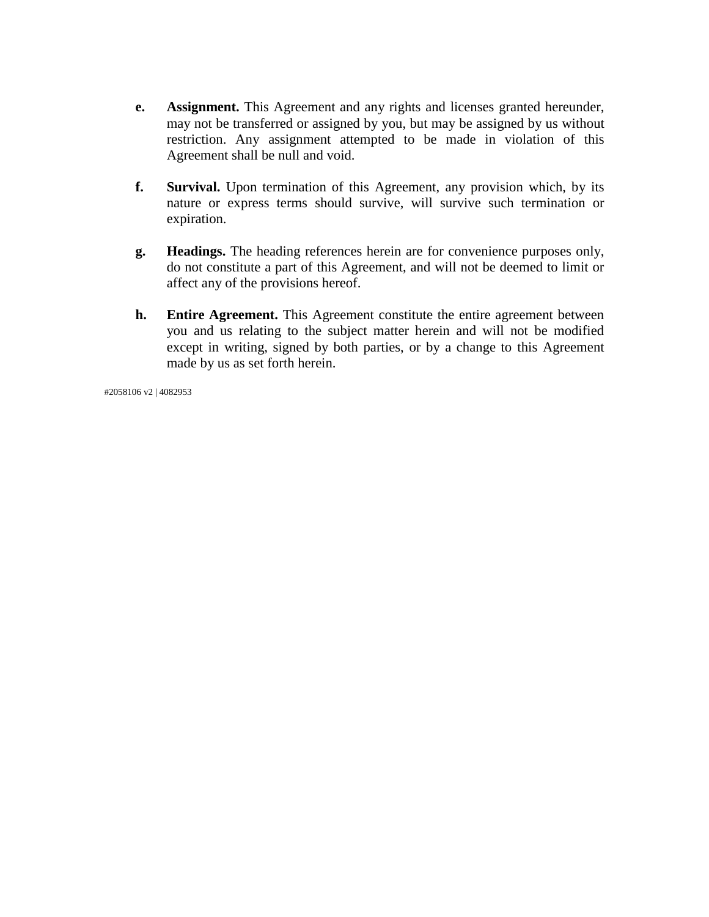e. **Assignment.** This Agreement and any rights and licenses granted hereunder, may not be transferred or assigned by you, but may be assigned by us without restriction. Any assignment attempted to be made in violation of this Agreement shall be null and void.

f. **Survival.** Upon termination of this Agreement, any provision which, by its nature or express terms should survive, will survive such termination or expiration.

g. **Headings.** The heading references herein are for convenience purposes only, do not constitute a part of this Agreement, and will not be deemed to limit or affect any of the provisions hereof.

h. **Entire Agreement.** This Agreement constitute the entire agreement between you and us relating to the subject matter herein and will not be modified except in writing, signed by both parties, or by a change to this Agreement made by us as set forth herein.

#2058106 v2 | 4082953